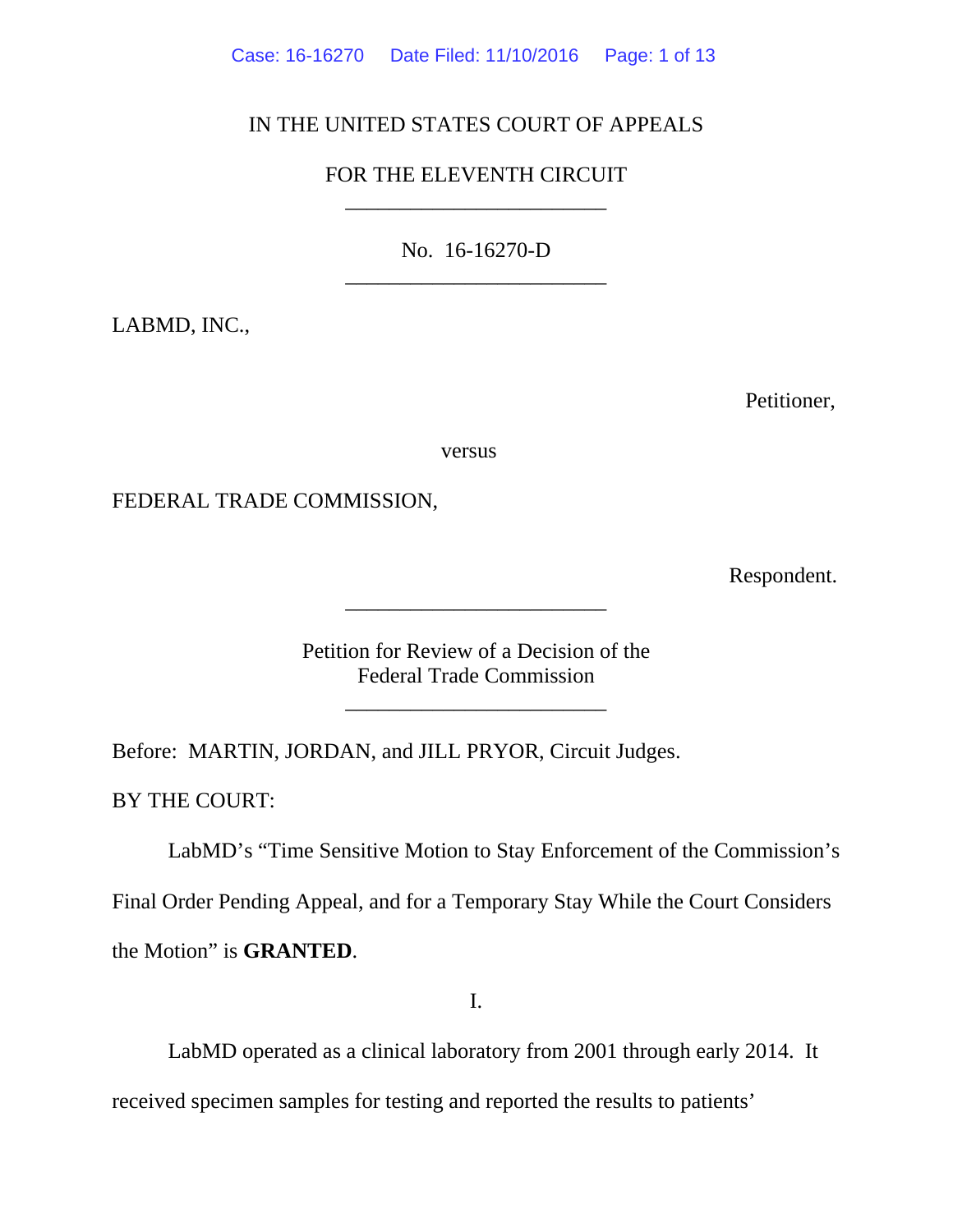IN THE UNITED STATES COURT OF APPEALS

FOR THE ELEVENTH CIRCUIT

---

No. 16-16270-D

---

LABMD, INC.,

Petitioner,

versus

FEDERAL TRADE COMMISSION,

Respondent.

---

Petition for Review of a Decision of the
Federal Trade Commission

---

Before: MARTIN, JORDAN, and JILL PRYOR, Circuit Judges.

BY THE COURT:

LabMD's "Time Sensitive Motion to Stay Enforcement of the Commission's Final Order Pending Appeal, and for a Temporary Stay While the Court Considers the Motion" is **GRANTED**.

I.

LabMD operated as a clinical laboratory from 2001 through early 2014. It received specimen samples for testing and reported the results to patients'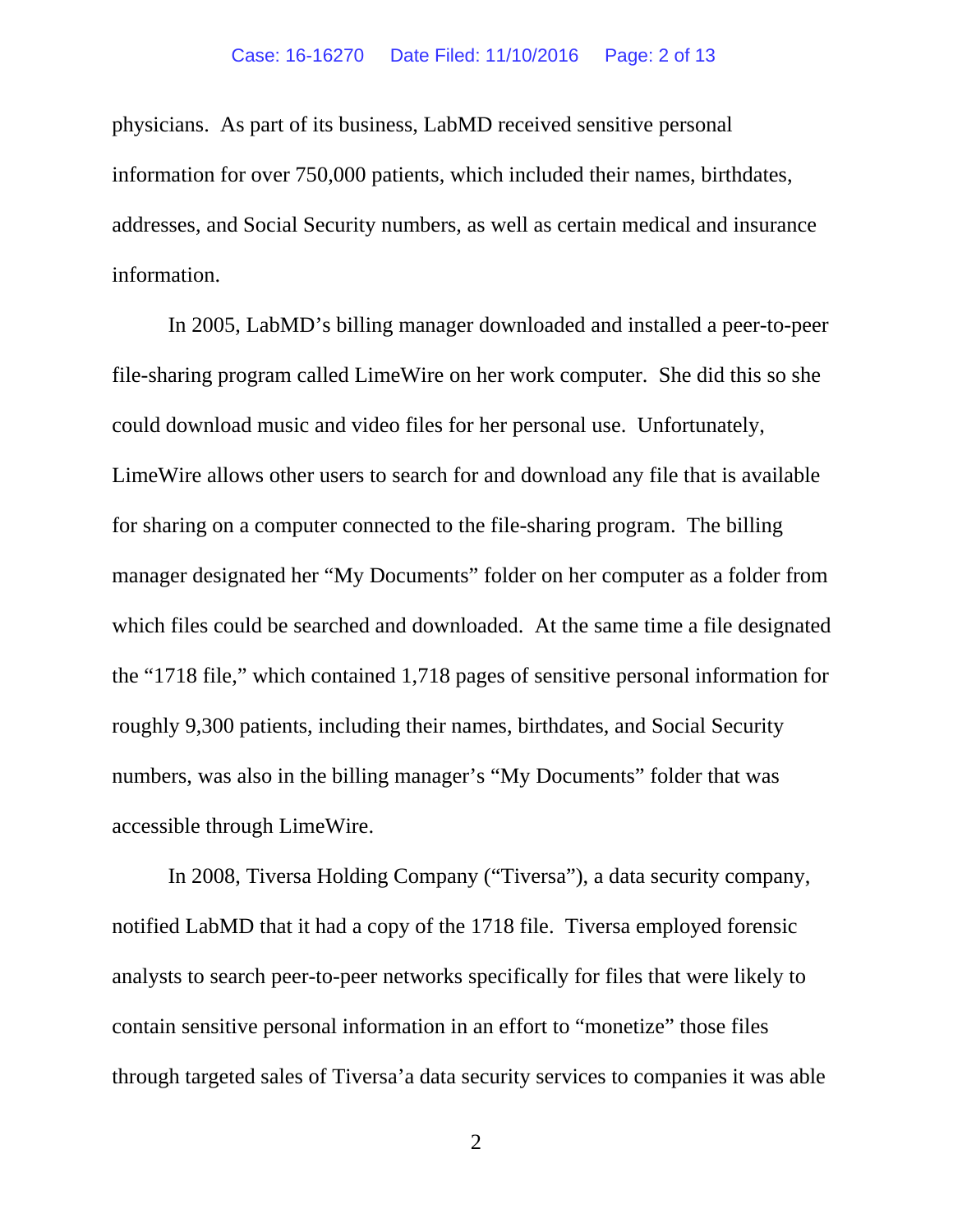physicians. As part of its business, LabMD received sensitive personal information for over 750,000 patients, which included their names, birthdates, addresses, and Social Security numbers, as well as certain medical and insurance information.

In 2005, LabMD's billing manager downloaded and installed a peer-to-peer file-sharing program called LimeWire on her work computer. She did this so she could download music and video files for her personal use. Unfortunately, LimeWire allows other users to search for and download any file that is available for sharing on a computer connected to the file-sharing program. The billing manager designated her "My Documents" folder on her computer as a folder from which files could be searched and downloaded. At the same time a file designated the "1718 file," which contained 1,718 pages of sensitive personal information for roughly 9,300 patients, including their names, birthdates, and Social Security numbers, was also in the billing manager's "My Documents" folder that was accessible through LimeWire.

In 2008, Tiversa Holding Company ("Tiversa"), a data security company, notified LabMD that it had a copy of the 1718 file. Tiversa employed forensic analysts to search peer-to-peer networks specifically for files that were likely to contain sensitive personal information in an effort to "monetize" those files through targeted sales of Tiversa'a data security services to companies it was able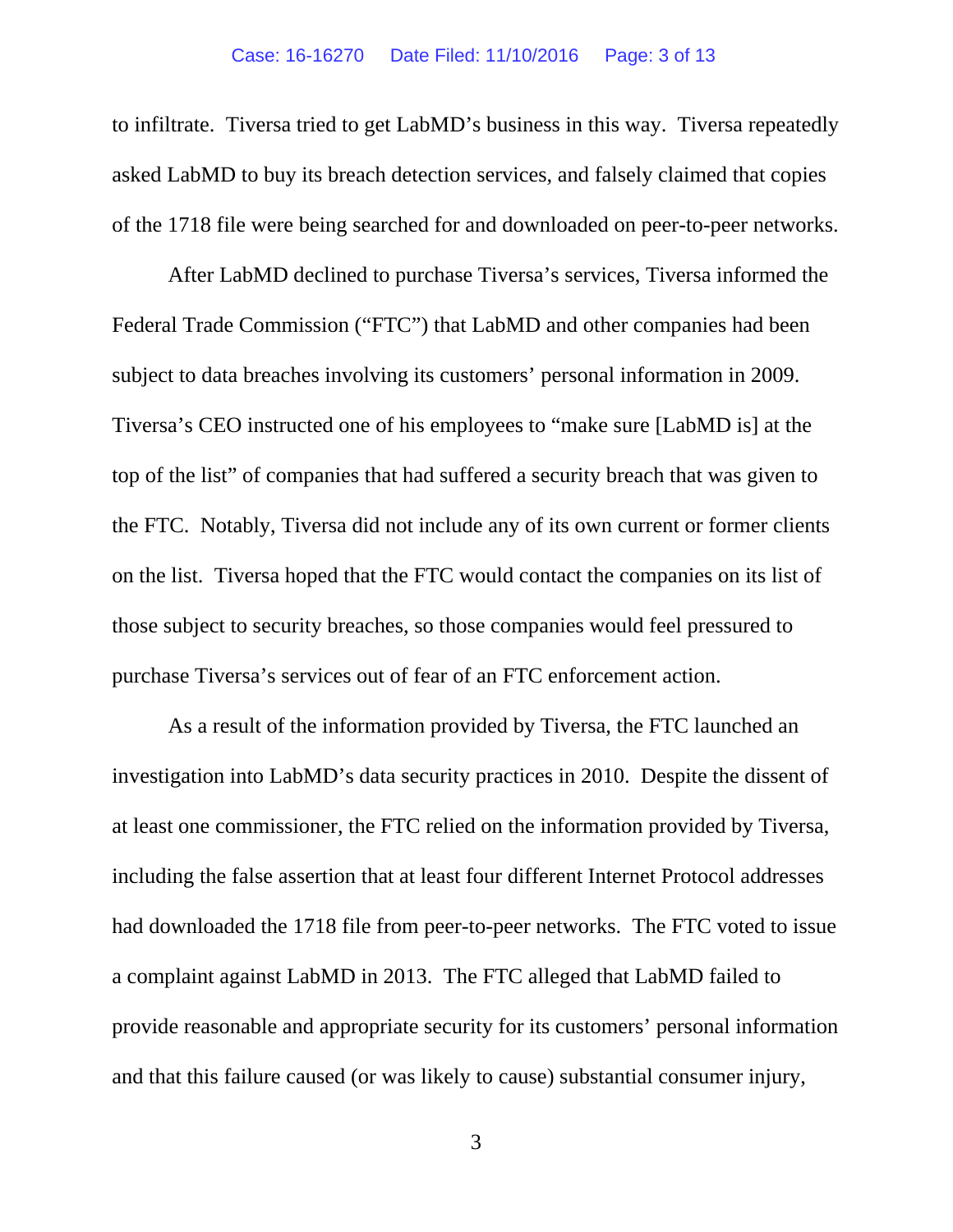to infiltrate. Tiversa tried to get LabMD's business in this way. Tiversa repeatedly asked LabMD to buy its breach detection services, and falsely claimed that copies of the 1718 file were being searched for and downloaded on peer-to-peer networks.

After LabMD declined to purchase Tiversa's services, Tiversa informed the Federal Trade Commission ("FTC") that LabMD and other companies had been subject to data breaches involving its customers' personal information in 2009. Tiversa's CEO instructed one of his employees to "make sure [LabMD is] at the top of the list" of companies that had suffered a security breach that was given to the FTC. Notably, Tiversa did not include any of its own current or former clients on the list. Tiversa hoped that the FTC would contact the companies on its list of those subject to security breaches, so those companies would feel pressured to purchase Tiversa's services out of fear of an FTC enforcement action.

As a result of the information provided by Tiversa, the FTC launched an investigation into LabMD's data security practices in 2010. Despite the dissent of at least one commissioner, the FTC relied on the information provided by Tiversa, including the false assertion that at least four different Internet Protocol addresses had downloaded the 1718 file from peer-to-peer networks. The FTC voted to issue a complaint against LabMD in 2013. The FTC alleged that LabMD failed to provide reasonable and appropriate security for its customers' personal information and that this failure caused (or was likely to cause) substantial consumer injury,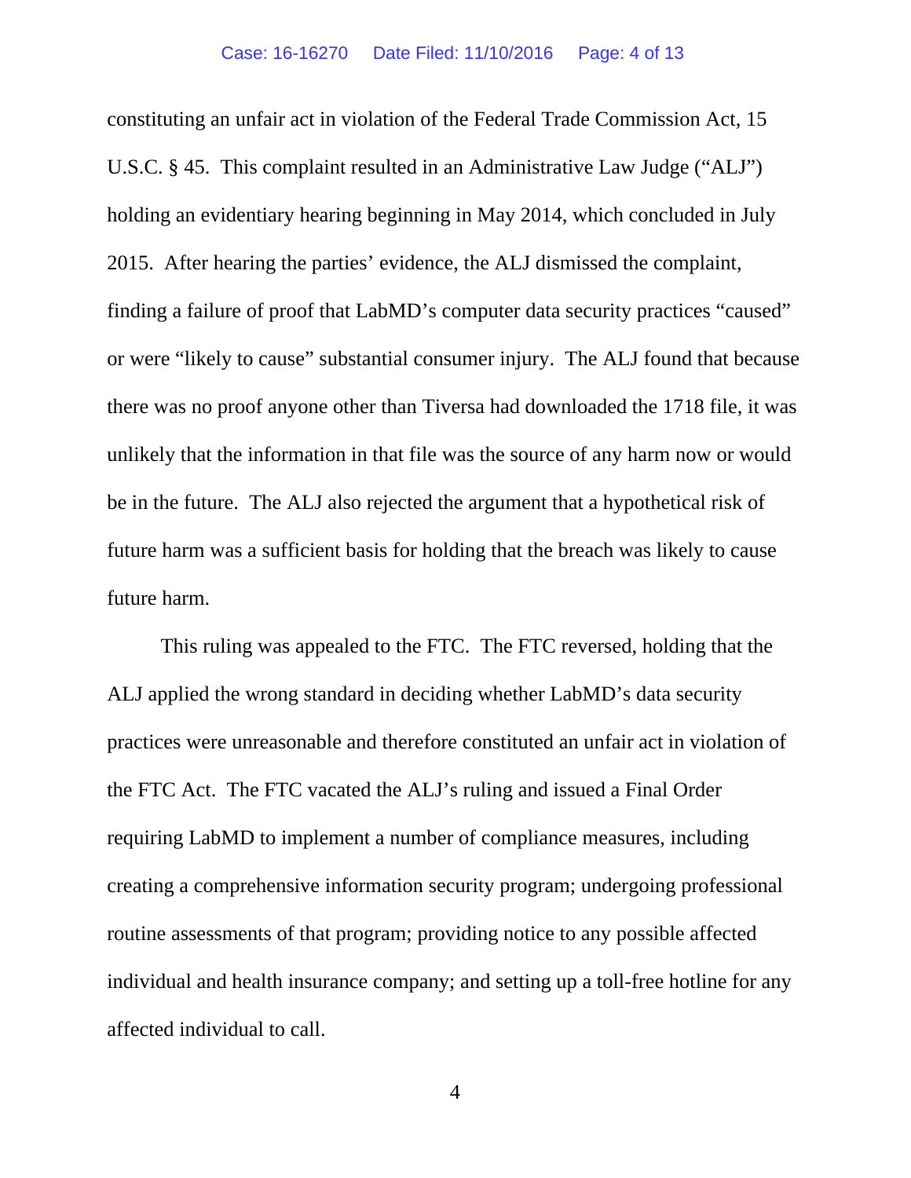constituting an unfair act in violation of the Federal Trade Commission Act, 15 U.S.C. § 45. This complaint resulted in an Administrative Law Judge ("ALJ") holding an evidentiary hearing beginning in May 2014, which concluded in July 2015. After hearing the parties' evidence, the ALJ dismissed the complaint, finding a failure of proof that LabMD's computer data security practices "caused" or were "likely to cause" substantial consumer injury. The ALJ found that because there was no proof anyone other than Tiversa had downloaded the 1718 file, it was unlikely that the information in that file was the source of any harm now or would be in the future. The ALJ also rejected the argument that a hypothetical risk of future harm was a sufficient basis for holding that the breach was likely to cause future harm.

This ruling was appealed to the FTC. The FTC reversed, holding that the ALJ applied the wrong standard in deciding whether LabMD's data security practices were unreasonable and therefore constituted an unfair act in violation of the FTC Act. The FTC vacated the ALJ's ruling and issued a Final Order requiring LabMD to implement a number of compliance measures, including creating a comprehensive information security program; undergoing professional routine assessments of that program; providing notice to any possible affected individual and health insurance company; and setting up a toll-free hotline for any affected individual to call.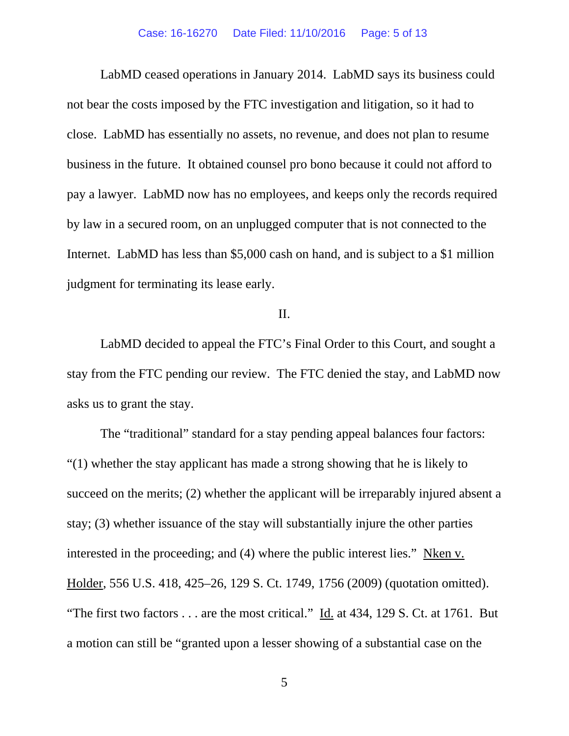LabMD ceased operations in January 2014. LabMD says its business could not bear the costs imposed by the FTC investigation and litigation, so it had to close. LabMD has essentially no assets, no revenue, and does not plan to resume business in the future. It obtained counsel pro bono because it could not afford to pay a lawyer. LabMD now has no employees, and keeps only the records required by law in a secured room, on an unplugged computer that is not connected to the Internet. LabMD has less than $5,000 cash on hand, and is subject to a $1 million judgment for terminating its lease early.

## II.

LabMD decided to appeal the FTC's Final Order to this Court, and sought a stay from the FTC pending our review. The FTC denied the stay, and LabMD now asks us to grant the stay.

The "traditional" standard for a stay pending appeal balances four factors: "(1) whether the stay applicant has made a strong showing that he is likely to succeed on the merits; (2) whether the applicant will be irreparably injured absent a stay; (3) whether issuance of the stay will substantially injure the other parties interested in the proceeding; and (4) where the public interest lies." Nken v. Holder, 556 U.S. 418, 425–26, 129 S. Ct. 1749, 1756 (2009) (quotation omitted). "The first two factors . . . are the most critical." Id. at 434, 129 S. Ct. at 1761. But a motion can still be "granted upon a lesser showing of a substantial case on the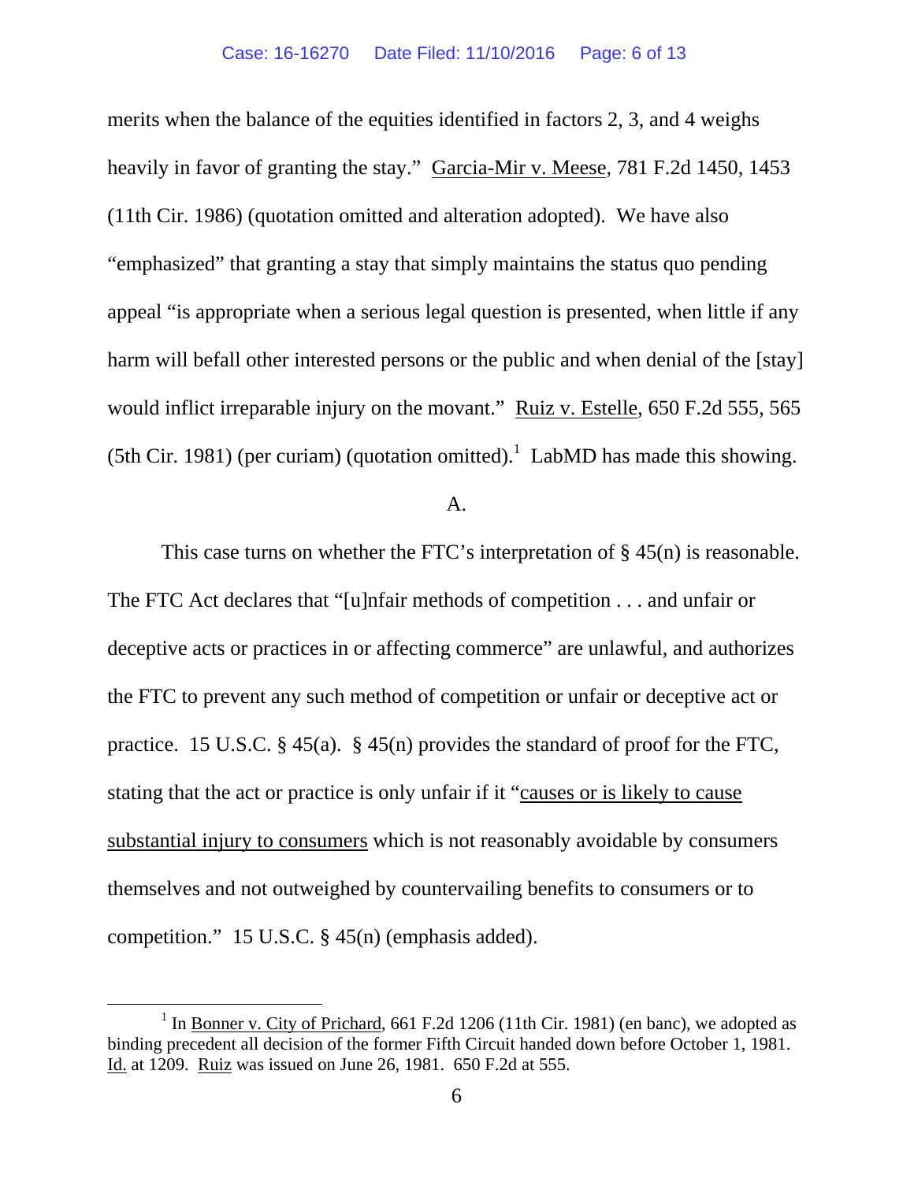merits when the balance of the equities identified in factors 2, 3, and 4 weighs heavily in favor of granting the stay." Garcia-Mir v. Meese, 781 F.2d 1450, 1453 (11th Cir. 1986) (quotation omitted and alteration adopted). We have also "emphasized" that granting a stay that simply maintains the status quo pending appeal "is appropriate when a serious legal question is presented, when little if any harm will befall other interested persons or the public and when denial of the [stay] would inflict irreparable injury on the movant." Ruiz v. Estelle, 650 F.2d 555, 565 (5th Cir. 1981) (per curiam) (quotation omitted).[1] LabMD has made this showing.

A.

This case turns on whether the FTC's interpretation of § 45(n) is reasonable. The FTC Act declares that "[u]nfair methods of competition . . . and unfair or deceptive acts or practices in or affecting commerce" are unlawful, and authorizes the FTC to prevent any such method of competition or unfair or deceptive act or practice. 15 U.S.C. § 45(a). § 45(n) provides the standard of proof for the FTC, stating that the act or practice is only unfair if it "causes or is likely to cause substantial injury to consumers which is not reasonably avoidable by consumers themselves and not outweighed by countervailing benefits to consumers or to competition." 15 U.S.C. § 45(n) (emphasis added).

[1] In Bonner v. City of Prichard, 661 F.2d 1206 (11th Cir. 1981) (en banc), we adopted as binding precedent all decision of the former Fifth Circuit handed down before October 1, 1981. Id. at 1209. Ruiz was issued on June 26, 1981. 650 F.2d at 555.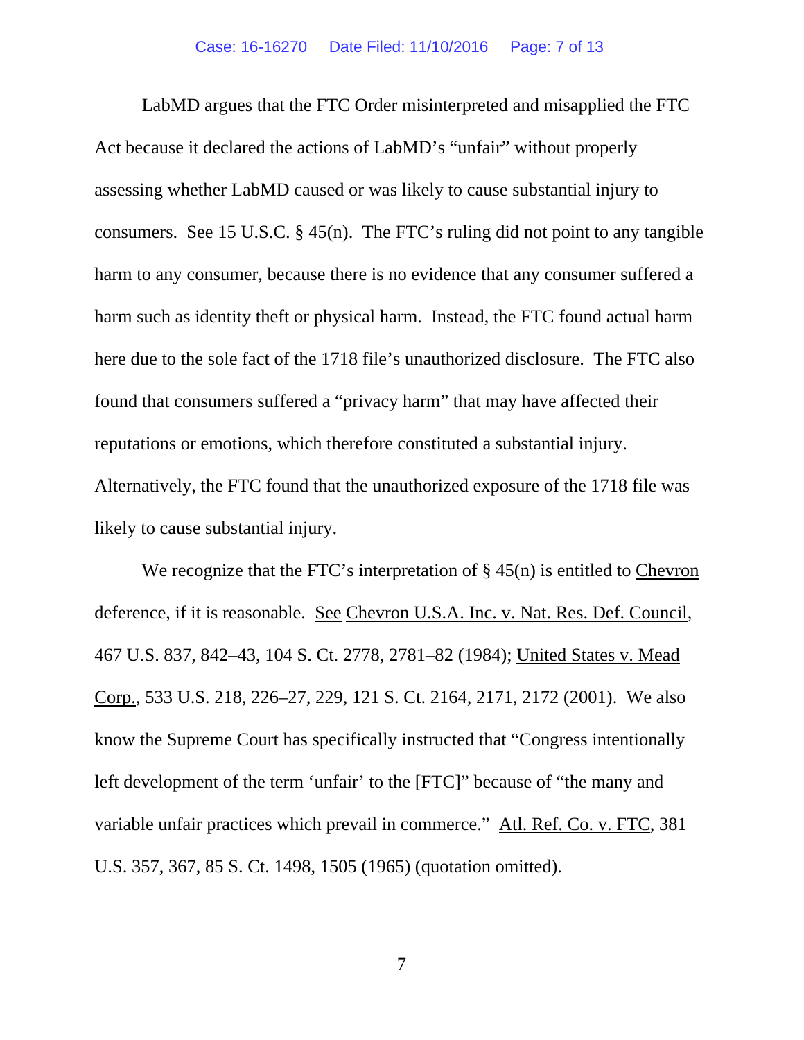LabMD argues that the FTC Order misinterpreted and misapplied the FTC Act because it declared the actions of LabMD's "unfair" without properly assessing whether LabMD caused or was likely to cause substantial injury to consumers. See 15 U.S.C. § 45(n). The FTC's ruling did not point to any tangible harm to any consumer, because there is no evidence that any consumer suffered a harm such as identity theft or physical harm. Instead, the FTC found actual harm here due to the sole fact of the 1718 file's unauthorized disclosure. The FTC also found that consumers suffered a "privacy harm" that may have affected their reputations or emotions, which therefore constituted a substantial injury. Alternatively, the FTC found that the unauthorized exposure of the 1718 file was likely to cause substantial injury.

We recognize that the FTC's interpretation of § 45(n) is entitled to Chevron deference, if it is reasonable. See Chevron U.S.A. Inc. v. Nat. Res. Def. Council, 467 U.S. 837, 842–43, 104 S. Ct. 2778, 2781–82 (1984); United States v. Mead Corp., 533 U.S. 218, 226–27, 229, 121 S. Ct. 2164, 2171, 2172 (2001). We also know the Supreme Court has specifically instructed that "Congress intentionally left development of the term 'unfair' to the [FTC]" because of "the many and variable unfair practices which prevail in commerce." Atl. Ref. Co. v. FTC, 381 U.S. 357, 367, 85 S. Ct. 1498, 1505 (1965) (quotation omitted).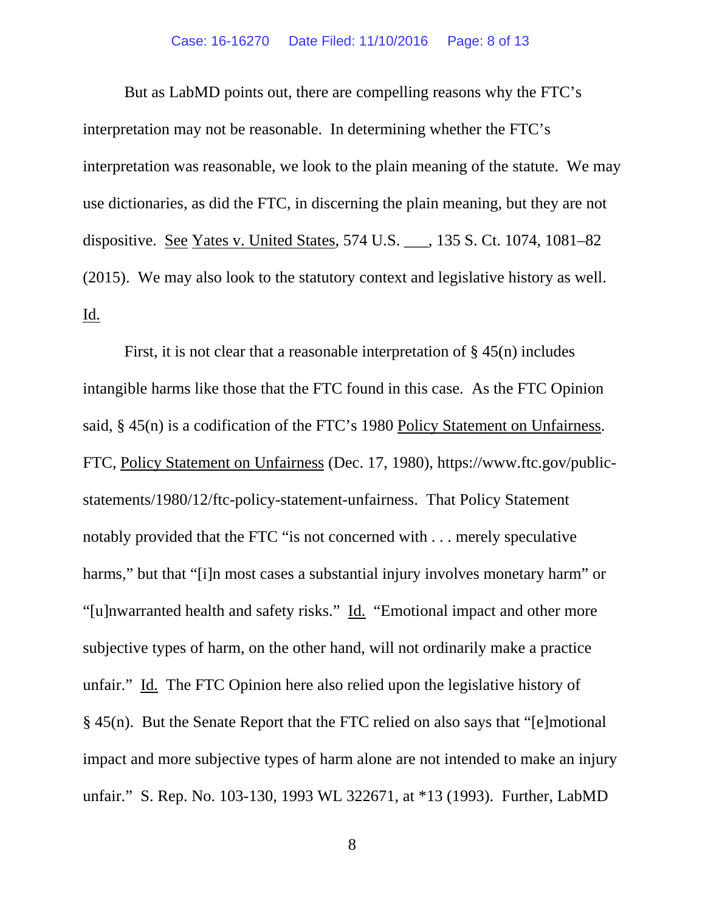But as LabMD points out, there are compelling reasons why the FTC's interpretation may not be reasonable. In determining whether the FTC's interpretation was reasonable, we look to the plain meaning of the statute. We may use dictionaries, as did the FTC, in discerning the plain meaning, but they are not dispositive. See Yates v. United States, 574 U.S. ___, 135 S. Ct. 1074, 1081–82 (2015). We may also look to the statutory context and legislative history as well. Id.

First, it is not clear that a reasonable interpretation of § 45(n) includes intangible harms like those that the FTC found in this case. As the FTC Opinion said, § 45(n) is a codification of the FTC's 1980 Policy Statement on Unfairness. FTC, Policy Statement on Unfairness (Dec. 17, 1980), https://www.ftc.gov/public-statements/1980/12/ftc-policy-statement-unfairness. That Policy Statement notably provided that the FTC "is not concerned with . . . merely speculative harms," but that "[i]n most cases a substantial injury involves monetary harm" or "[u]nwarranted health and safety risks." Id. "Emotional impact and other more subjective types of harm, on the other hand, will not ordinarily make a practice unfair." Id. The FTC Opinion here also relied upon the legislative history of § 45(n). But the Senate Report that the FTC relied on also says that "[e]motional impact and more subjective types of harm alone are not intended to make an injury unfair." S. Rep. No. 103-130, 1993 WL 322671, at *13 (1993). Further, LabMD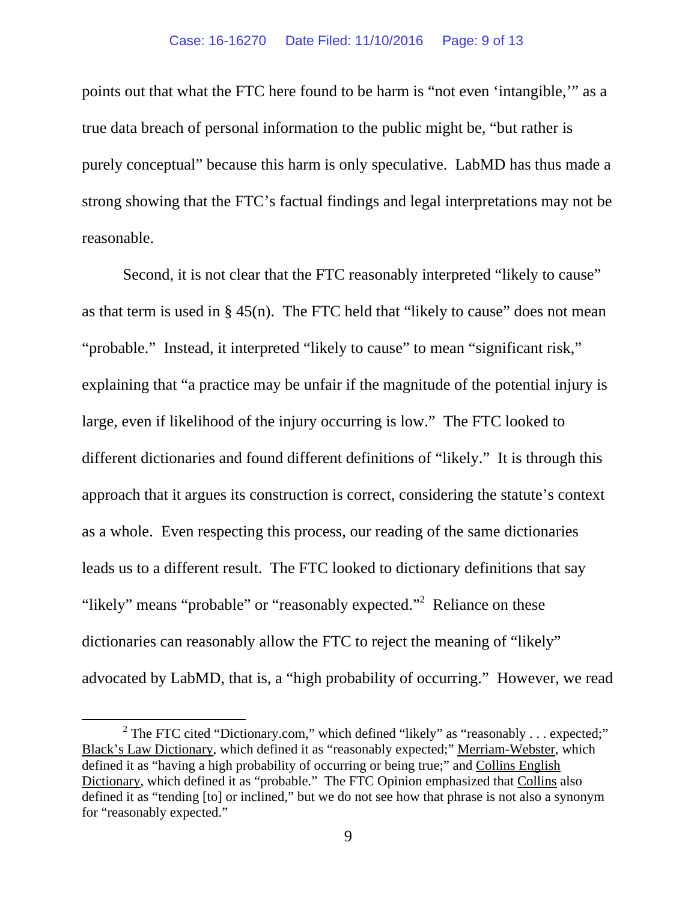points out that what the FTC here found to be harm is "not even 'intangible,'" as a true data breach of personal information to the public might be, "but rather is purely conceptual" because this harm is only speculative. LabMD has thus made a strong showing that the FTC's factual findings and legal interpretations may not be reasonable.

Second, it is not clear that the FTC reasonably interpreted "likely to cause" as that term is used in § 45(n). The FTC held that "likely to cause" does not mean "probable." Instead, it interpreted "likely to cause" to mean "significant risk," explaining that "a practice may be unfair if the magnitude of the potential injury is large, even if likelihood of the injury occurring is low." The FTC looked to different dictionaries and found different definitions of "likely." It is through this approach that it argues its construction is correct, considering the statute's context as a whole. Even respecting this process, our reading of the same dictionaries leads us to a different result. The FTC looked to dictionary definitions that say "likely" means "probable" or "reasonably expected."[2] Reliance on these dictionaries can reasonably allow the FTC to reject the meaning of "likely" advocated by LabMD, that is, a "high probability of occurring." However, we read

---

[2] The FTC cited "Dictionary.com," which defined "likely" as "reasonably . . . expected;" Black's Law Dictionary, which defined it as "reasonably expected;" Merriam-Webster, which defined it as "having a high probability of occurring or being true;" and Collins English Dictionary, which defined it as "probable." The FTC Opinion emphasized that Collins also defined it as "tending [to] or inclined," but we do not see how that phrase is not also a synonym for "reasonably expected."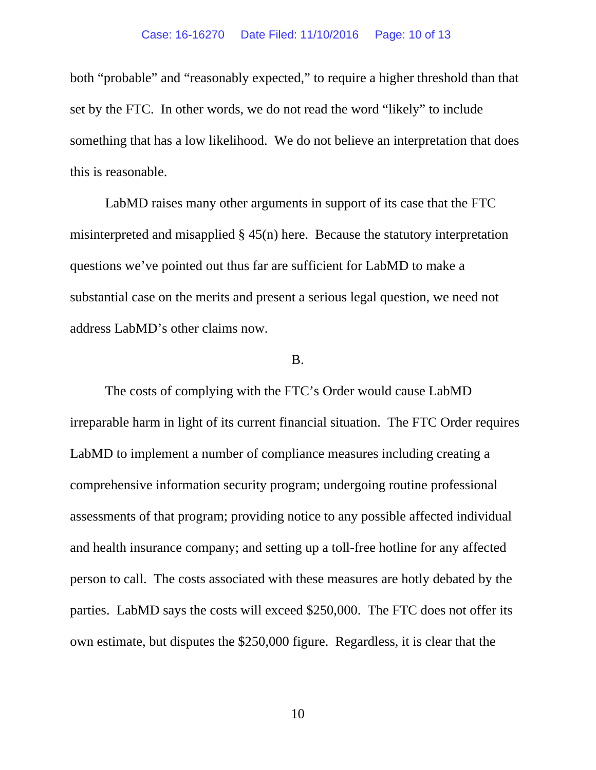both "probable" and "reasonably expected," to require a higher threshold than that set by the FTC. In other words, we do not read the word "likely" to include something that has a low likelihood. We do not believe an interpretation that does this is reasonable.

LabMD raises many other arguments in support of its case that the FTC misinterpreted and misapplied § 45(n) here. Because the statutory interpretation questions we've pointed out thus far are sufficient for LabMD to make a substantial case on the merits and present a serious legal question, we need not address LabMD's other claims now.

B.

The costs of complying with the FTC's Order would cause LabMD irreparable harm in light of its current financial situation. The FTC Order requires LabMD to implement a number of compliance measures including creating a comprehensive information security program; undergoing routine professional assessments of that program; providing notice to any possible affected individual and health insurance company; and setting up a toll-free hotline for any affected person to call. The costs associated with these measures are hotly debated by the parties. LabMD says the costs will exceed $250,000. The FTC does not offer its own estimate, but disputes the $250,000 figure. Regardless, it is clear that the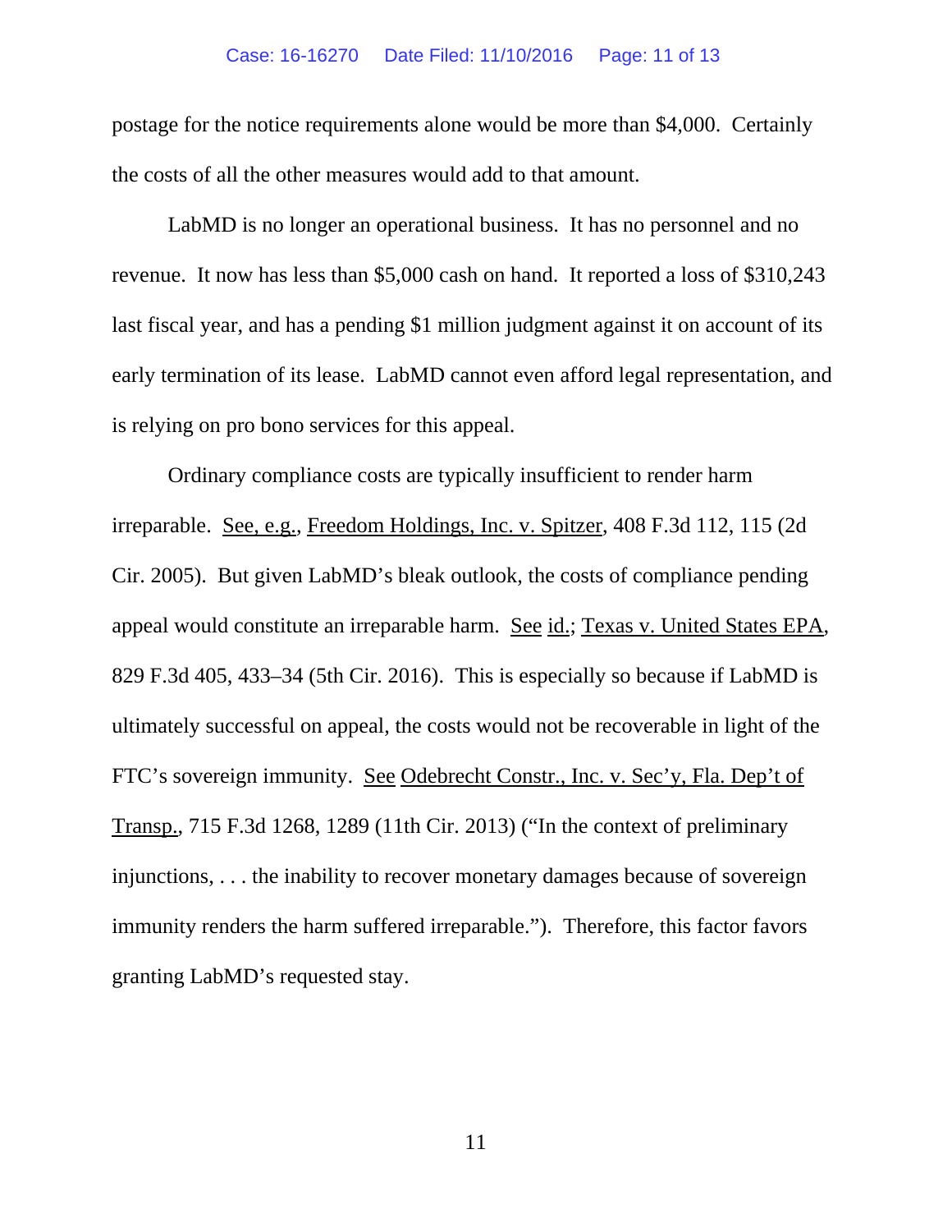postage for the notice requirements alone would be more than $4,000. Certainly the costs of all the other measures would add to that amount.

LabMD is no longer an operational business. It has no personnel and no revenue. It now has less than $5,000 cash on hand. It reported a loss of $310,243 last fiscal year, and has a pending $1 million judgment against it on account of its early termination of its lease. LabMD cannot even afford legal representation, and is relying on pro bono services for this appeal.

Ordinary compliance costs are typically insufficient to render harm irreparable. See, e.g., Freedom Holdings, Inc. v. Spitzer, 408 F.3d 112, 115 (2d Cir. 2005). But given LabMD's bleak outlook, the costs of compliance pending appeal would constitute an irreparable harm. See id.; Texas v. United States EPA, 829 F.3d 405, 433–34 (5th Cir. 2016). This is especially so because if LabMD is ultimately successful on appeal, the costs would not be recoverable in light of the FTC's sovereign immunity. See Odebrecht Constr., Inc. v. Sec'y, Fla. Dep't of Transp., 715 F.3d 1268, 1289 (11th Cir. 2013) ("In the context of preliminary injunctions, . . . the inability to recover monetary damages because of sovereign immunity renders the harm suffered irreparable."). Therefore, this factor favors granting LabMD's requested stay.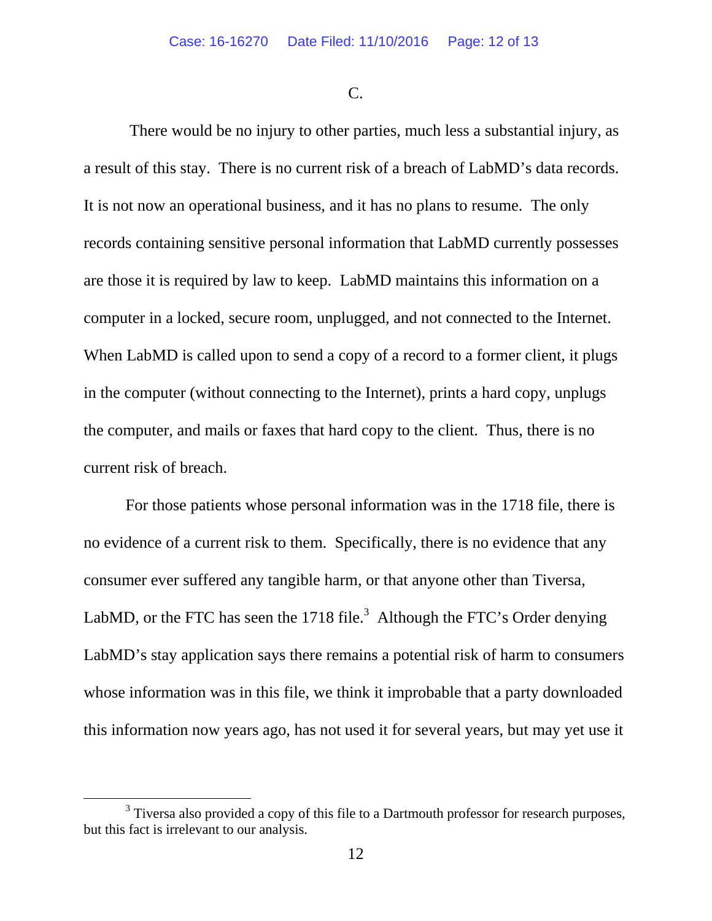C.

There would be no injury to other parties, much less a substantial injury, as a result of this stay. There is no current risk of a breach of LabMD's data records. It is not now an operational business, and it has no plans to resume. The only records containing sensitive personal information that LabMD currently possesses are those it is required by law to keep. LabMD maintains this information on a computer in a locked, secure room, unplugged, and not connected to the Internet. When LabMD is called upon to send a copy of a record to a former client, it plugs in the computer (without connecting to the Internet), prints a hard copy, unplugs the computer, and mails or faxes that hard copy to the client. Thus, there is no current risk of breach.

For those patients whose personal information was in the 1718 file, there is no evidence of a current risk to them. Specifically, there is no evidence that any consumer ever suffered any tangible harm, or that anyone other than Tiversa, LabMD, or the FTC has seen the 1718 file.[3] Although the FTC's Order denying LabMD's stay application says there remains a potential risk of harm to consumers whose information was in this file, we think it improbable that a party downloaded this information now years ago, has not used it for several years, but may yet use it

[3] Tiversa also provided a copy of this file to a Dartmouth professor for research purposes, but this fact is irrelevant to our analysis.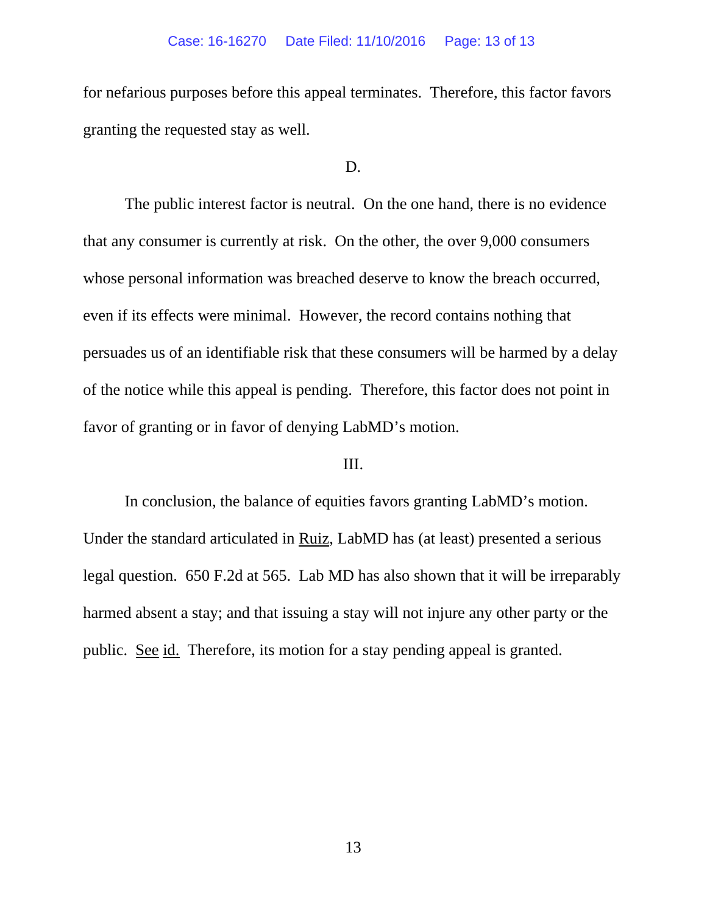for nefarious purposes before this appeal terminates. Therefore, this factor favors granting the requested stay as well.

D.

The public interest factor is neutral. On the one hand, there is no evidence that any consumer is currently at risk. On the other, the over 9,000 consumers whose personal information was breached deserve to know the breach occurred, even if its effects were minimal. However, the record contains nothing that persuades us of an identifiable risk that these consumers will be harmed by a delay of the notice while this appeal is pending. Therefore, this factor does not point in favor of granting or in favor of denying LabMD's motion.

III.

In conclusion, the balance of equities favors granting LabMD's motion. Under the standard articulated in Ruiz, LabMD has (at least) presented a serious legal question. 650 F.2d at 565. Lab MD has also shown that it will be irreparably harmed absent a stay; and that issuing a stay will not injure any other party or the public. See id. Therefore, its motion for a stay pending appeal is granted.